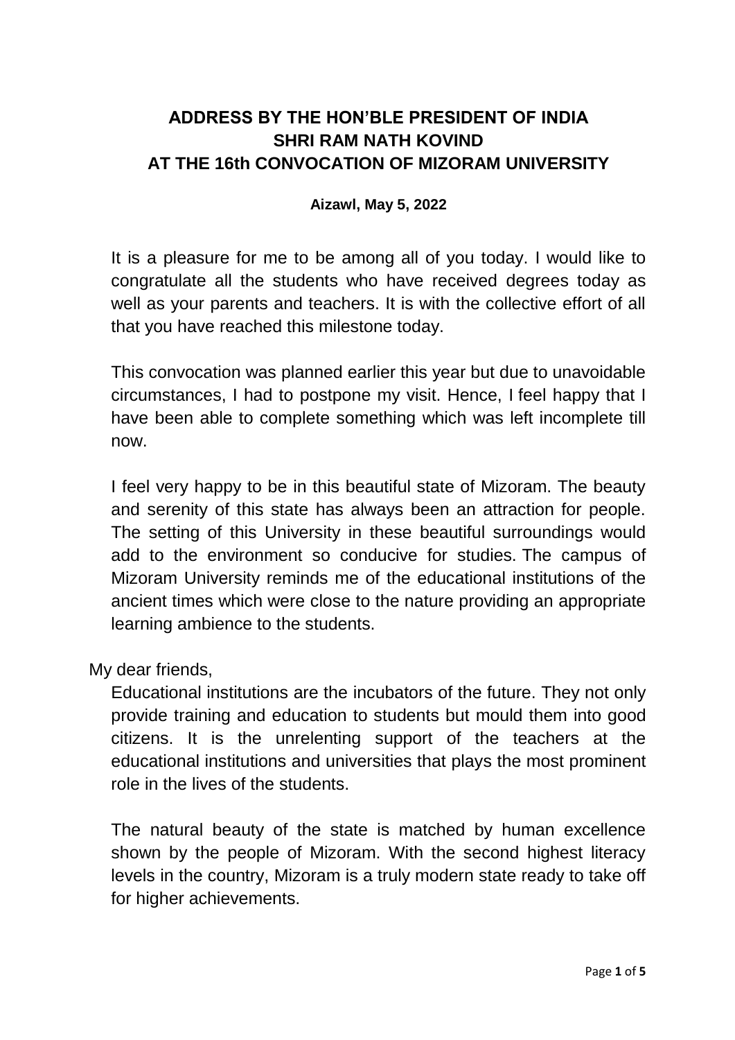# ADDRESS BY THE HON'BLE PRESIDENT OF INDIA SHRI RAM NATH KOVIND AT THE 16th CONVOCATION OF MIZORAM UNIVERSITY

**Aizawl, May 5, 2022**

It is a pleasure for me to be among all of you today. I would like to congratulate all the students who have received degrees today as well as your parents and teachers. It is with the collective effort of all that you have reached this milestone today.

This convocation was planned earlier this year but due to unavoidable circumstances, I had to postpone my visit. Hence, I feel happy that I have been able to complete something which was left incomplete till now.

I feel very happy to be in this beautiful state of Mizoram. The beauty and serenity of this state has always been an attraction for people. The setting of this University in these beautiful surroundings would add to the environment so conducive for studies. The campus of Mizoram University reminds me of the educational institutions of the ancient times which were close to the nature providing an appropriate learning ambience to the students.

My dear friends,

Educational institutions are the incubators of the future. They not only provide training and education to students but mould them into good citizens. It is the unrelenting support of the teachers at the educational institutions and universities that plays the most prominent role in the lives of the students.

The natural beauty of the state is matched by human excellence shown by the people of Mizoram. With the second highest literacy levels in the country, Mizoram is a truly modern state ready to take off for higher achievements.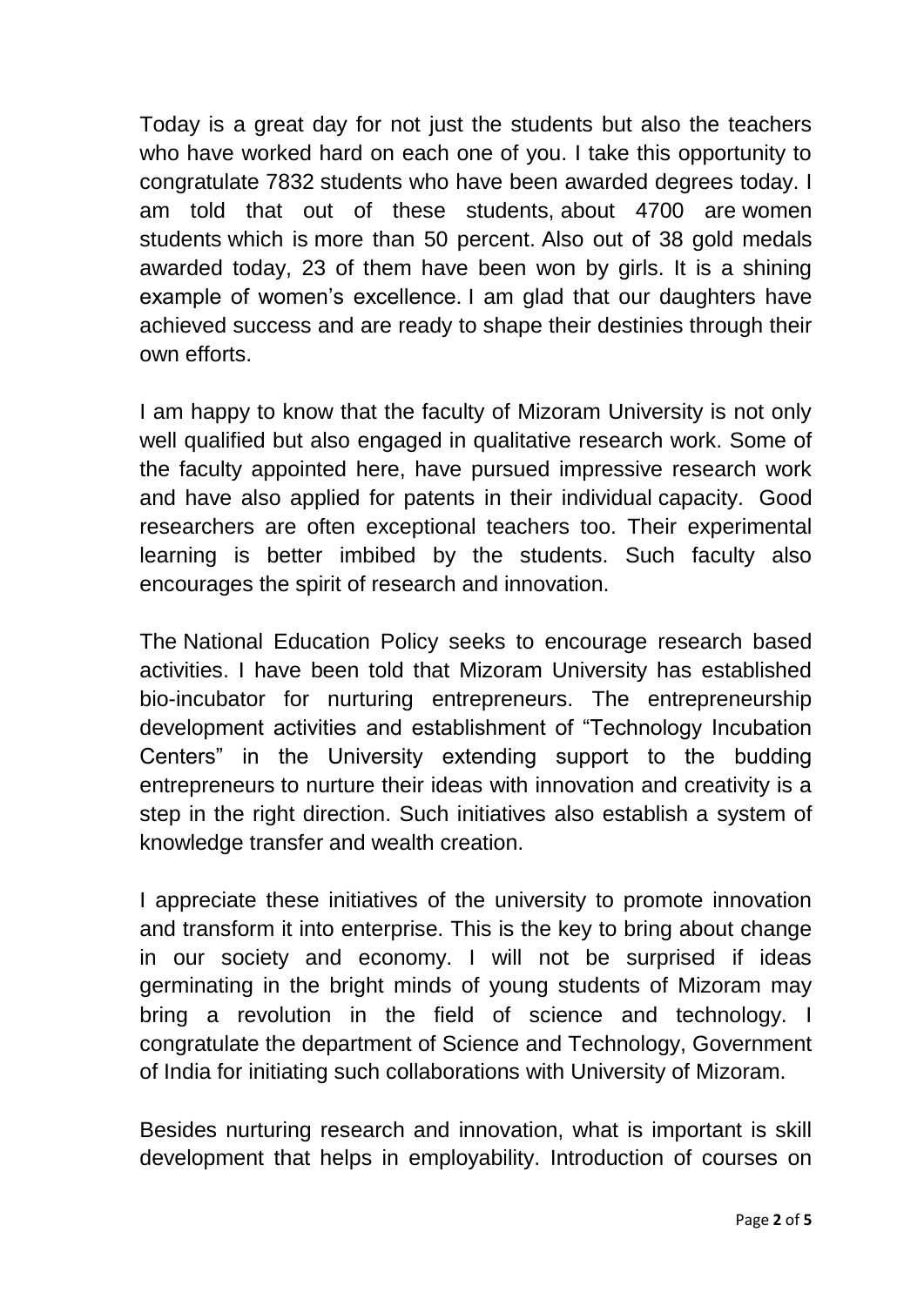Today is a great day for not just the students but also the teachers who have worked hard on each one of you. I take this opportunity to congratulate 7832 students who have been awarded degrees today. I am told that out of these students, about 4700 are women students which is more than 50 percent. Also out of 38 gold medals awarded today, 23 of them have been won by girls. It is a shining example of women's excellence. I am glad that our daughters have achieved success and are ready to shape their destinies through their own efforts.

I am happy to know that the faculty of Mizoram University is not only well qualified but also engaged in qualitative research work. Some of the faculty appointed here, have pursued impressive research work and have also applied for patents in their individual capacity. Good researchers are often exceptional teachers too. Their experimental learning is better imbibed by the students. Such faculty also encourages the spirit of research and innovation.

The National Education Policy seeks to encourage research based activities. I have been told that Mizoram University has established bio-incubator for nurturing entrepreneurs. The entrepreneurship development activities and establishment of "Technology Incubation Centers" in the University extending support to the budding entrepreneurs to nurture their ideas with innovation and creativity is a step in the right direction. Such initiatives also establish a system of knowledge transfer and wealth creation.

I appreciate these initiatives of the university to promote innovation and transform it into enterprise. This is the key to bring about change in our society and economy. I will not be surprised if ideas germinating in the bright minds of young students of Mizoram may bring a revolution in the field of science and technology. I congratulate the department of Science and Technology, Government of India for initiating such collaborations with University of Mizoram.

Besides nurturing research and innovation, what is important is skill development that helps in employability. Introduction of courses on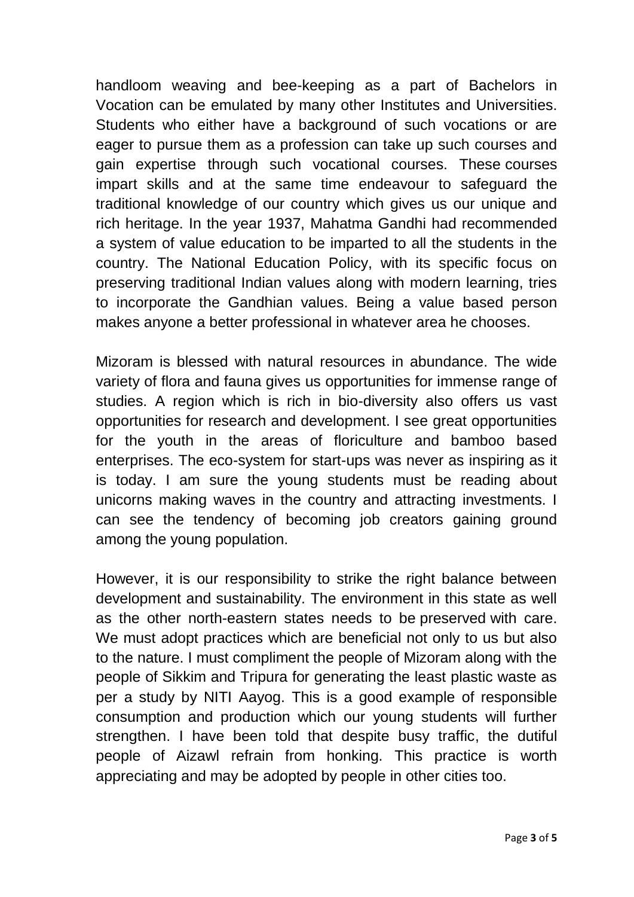handloom weaving and bee-keeping as a part of Bachelors in Vocation can be emulated by many other Institutes and Universities. Students who either have a background of such vocations or are eager to pursue them as a profession can take up such courses and gain expertise through such vocational courses. These courses impart skills and at the same time endeavour to safeguard the traditional knowledge of our country which gives us our unique and rich heritage. In the year 1937, Mahatma Gandhi had recommended a system of value education to be imparted to all the students in the country. The National Education Policy, with its specific focus on preserving traditional Indian values along with modern learning, tries to incorporate the Gandhian values. Being a value based person makes anyone a better professional in whatever area he chooses.

Mizoram is blessed with natural resources in abundance. The wide variety of flora and fauna gives us opportunities for immense range of studies. A region which is rich in bio-diversity also offers us vast opportunities for research and development. I see great opportunities for the youth in the areas of floriculture and bamboo based enterprises. The eco-system for start-ups was never as inspiring as it is today. I am sure the young students must be reading about unicorns making waves in the country and attracting investments. I can see the tendency of becoming job creators gaining ground among the young population.

However, it is our responsibility to strike the right balance between development and sustainability. The environment in this state as well as the other north-eastern states needs to be preserved with care. We must adopt practices which are beneficial not only to us but also to the nature. I must compliment the people of Mizoram along with the people of Sikkim and Tripura for generating the least plastic waste as per a study by NITI Aayog. This is a good example of responsible consumption and production which our young students will further strengthen. I have been told that despite busy traffic, the dutiful people of Aizawl refrain from honking. This practice is worth appreciating and may be adopted by people in other cities too.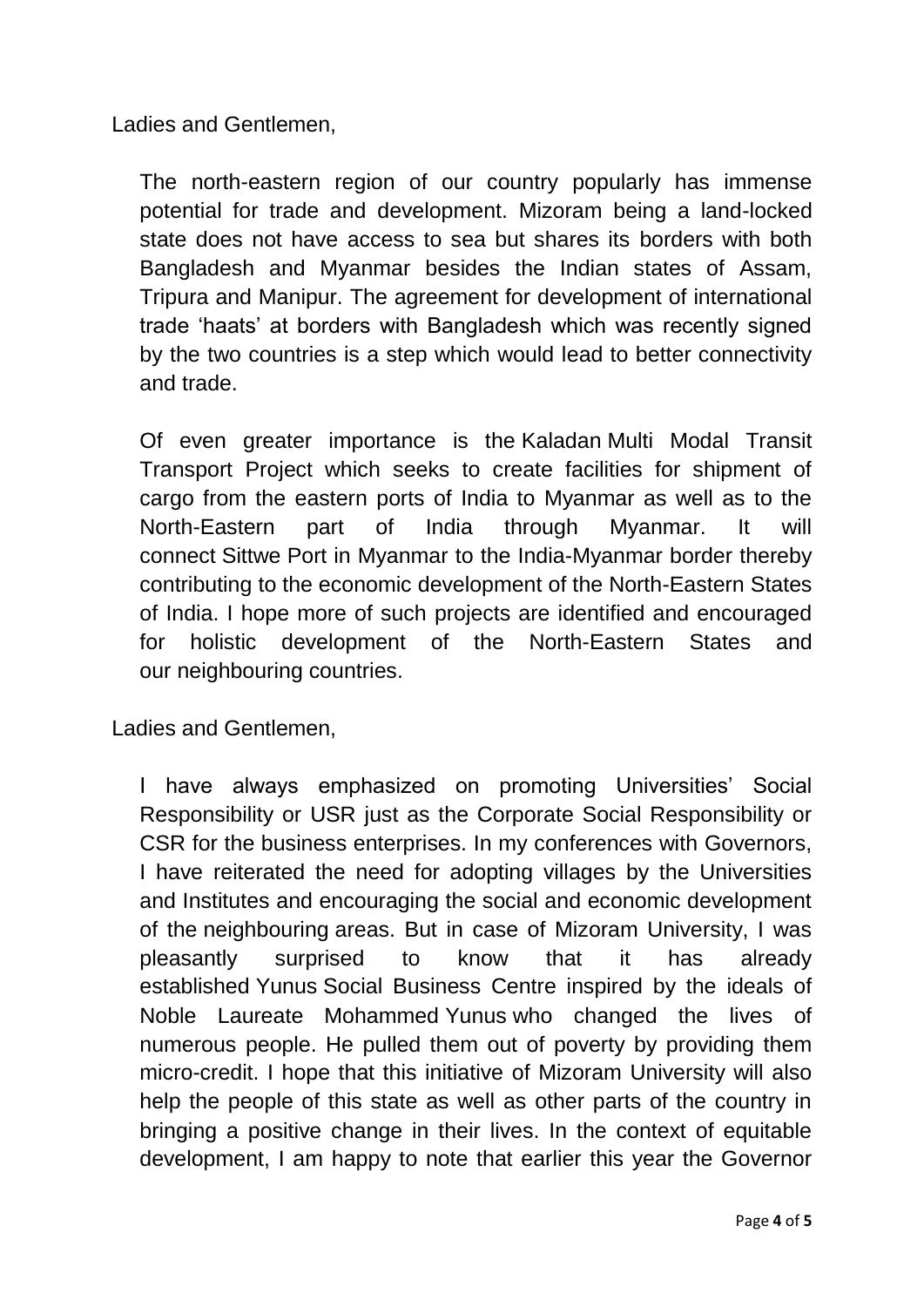Ladies and Gentlemen,

The north-eastern region of our country popularly has immense potential for trade and development. Mizoram being a land-locked state does not have access to sea but shares its borders with both Bangladesh and Myanmar besides the Indian states of Assam, Tripura and Manipur. The agreement for development of international trade 'haats' at borders with Bangladesh which was recently signed by the two countries is a step which would lead to better connectivity and trade.

Of even greater importance is the Kaladan Multi Modal Transit Transport Project which seeks to create facilities for shipment of cargo from the eastern ports of India to Myanmar as well as to the North-Eastern part of India through Myanmar. It will connect Sittwe Port in Myanmar to the India-Myanmar border thereby contributing to the economic development of the North-Eastern States of India. I hope more of such projects are identified and encouraged for holistic development of the North-Eastern States and our neighbouring countries.

Ladies and Gentlemen,

I have always emphasized on promoting Universities' Social Responsibility or USR just as the Corporate Social Responsibility or CSR for the business enterprises. In my conferences with Governors, I have reiterated the need for adopting villages by the Universities and Institutes and encouraging the social and economic development of the neighbouring areas. But in case of Mizoram University, I was pleasantly surprised to know that it has already established Yunus Social Business Centre inspired by the ideals of Noble Laureate Mohammed Yunus who changed the lives of numerous people. He pulled them out of poverty by providing them micro-credit. I hope that this initiative of Mizoram University will also help the people of this state as well as other parts of the country in bringing a positive change in their lives. In the context of equitable development, I am happy to note that earlier this year the Governor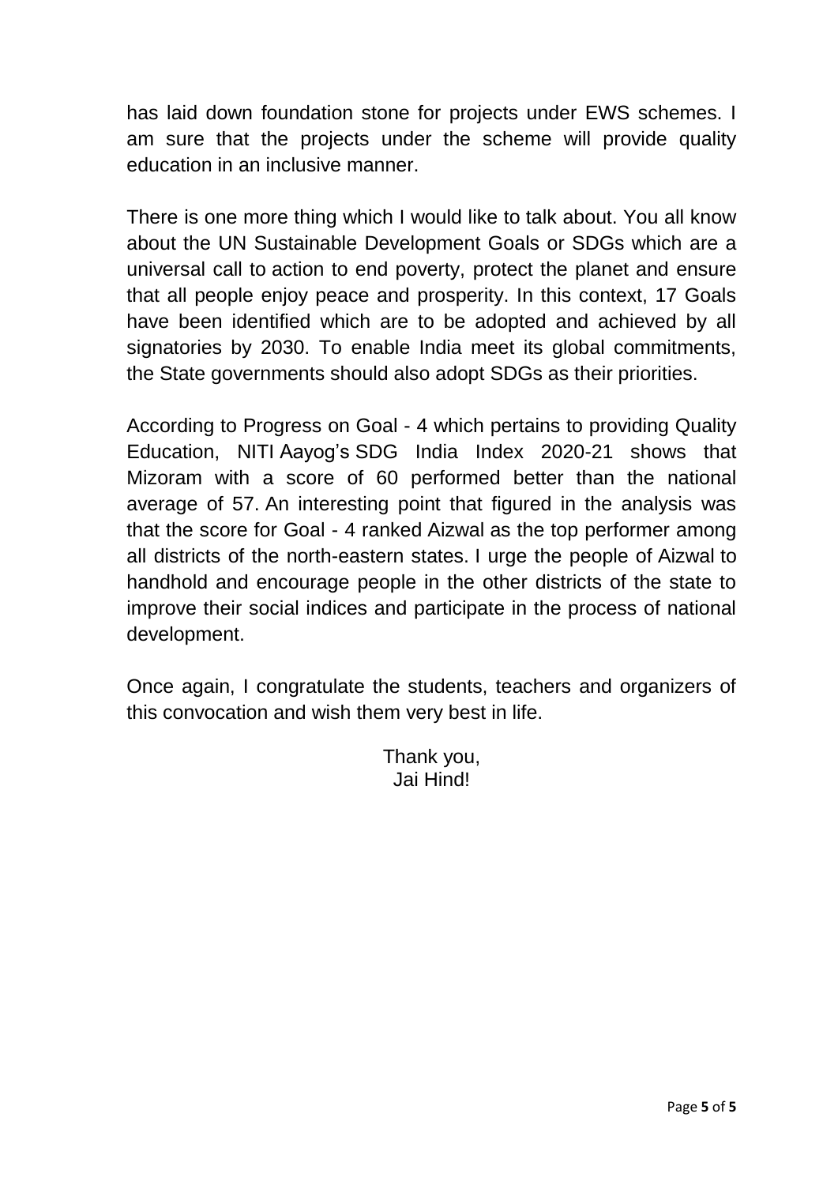has laid down foundation stone for projects under EWS schemes. I am sure that the projects under the scheme will provide quality education in an inclusive manner.

There is one more thing which I would like to talk about. You all know about the UN Sustainable Development Goals or SDGs which are a universal call to action to end poverty, protect the planet and ensure that all people enjoy peace and prosperity. In this context, 17 Goals have been identified which are to be adopted and achieved by all signatories by 2030. To enable India meet its global commitments, the State governments should also adopt SDGs as their priorities.

According to Progress on Goal - 4 which pertains to providing Quality Education, NITI Aayog's SDG India Index 2020-21 shows that Mizoram with a score of 60 performed better than the national average of 57. An interesting point that figured in the analysis was that the score for Goal - 4 ranked Aizwal as the top performer among all districts of the north-eastern states. I urge the people of Aizwal to handhold and encourage people in the other districts of the state to improve their social indices and participate in the process of national development.

Once again, I congratulate the students, teachers and organizers of this convocation and wish them very best in life.

Thank you,
Jai Hind!